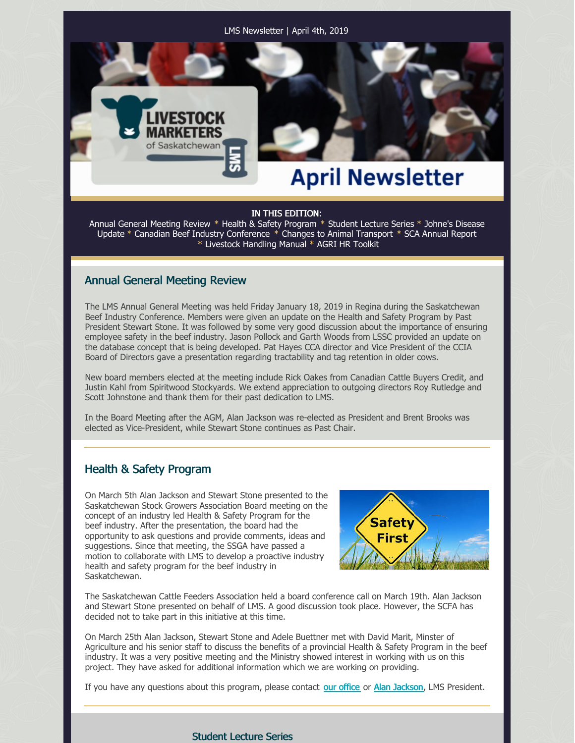LMS Newsletter | April 4th, 2019

# April Newsletter

**IN THIS EDITION:**
Annual General Meeting Review * Health & Safety Program * Student Lecture Series * Johne's Disease Update * Canadian Beef Industry Conference * Changes to Animal Transport * SCA Annual Report * Livestock Handling Manual * AGRI HR Toolkit

## Annual General Meeting Review

The LMS Annual General Meeting was held Friday January 18, 2019 in Regina during the Saskatchewan Beef Industry Conference. Members were given an update on the Health and Safety Program by Past President Stewart Stone. It was followed by some very good discussion about the importance of ensuring employee safety in the beef industry. Jason Pollock and Garth Woods from LSSC provided an update on the database concept that is being developed. Pat Hayes CCA director and Vice President of the CCIA Board of Directors gave a presentation regarding tractability and tag retention in older cows.

New board members elected at the meeting include Rick Oakes from Canadian Cattle Buyers Credit, and Justin Kahl from Spiritwood Stockyards. We extend appreciation to outgoing directors Roy Rutledge and Scott Johnstone and thank them for their past dedication to LMS.

In the Board Meeting after the AGM, Alan Jackson was re-elected as President and Brent Brooks was elected as Vice-President, while Stewart Stone continues as Past Chair.

## Health & Safety Program

On March 5th Alan Jackson and Stewart Stone presented to the Saskatchewan Stock Growers Association Board meeting on the concept of an industry led Health & Safety Program for the beef industry. After the presentation, the board had the opportunity to ask questions and provide comments, ideas and suggestions. Since that meeting, the SSGA have passed a motion to collaborate with LMS to develop a proactive industry health and safety program for the beef industry in Saskatchewan.

The Saskatchewan Cattle Feeders Association held a board conference call on March 19th. Alan Jackson and Stewart Stone presented on behalf of LMS. A good discussion took place. However, the SCFA has decided not to take part in this initiative at this time.

On March 25th Alan Jackson, Stewart Stone and Adele Buettner met with David Marit, Minster of Agriculture and his senior staff to discuss the benefits of a provincial Health & Safety Program in the beef industry. It was a very positive meeting and the Ministry showed interest in working with us on this project. They have asked for additional information which we are working on providing.

If you have any questions about this program, please contact our office or Alan Jackson, LMS President.

## Student Lecture Series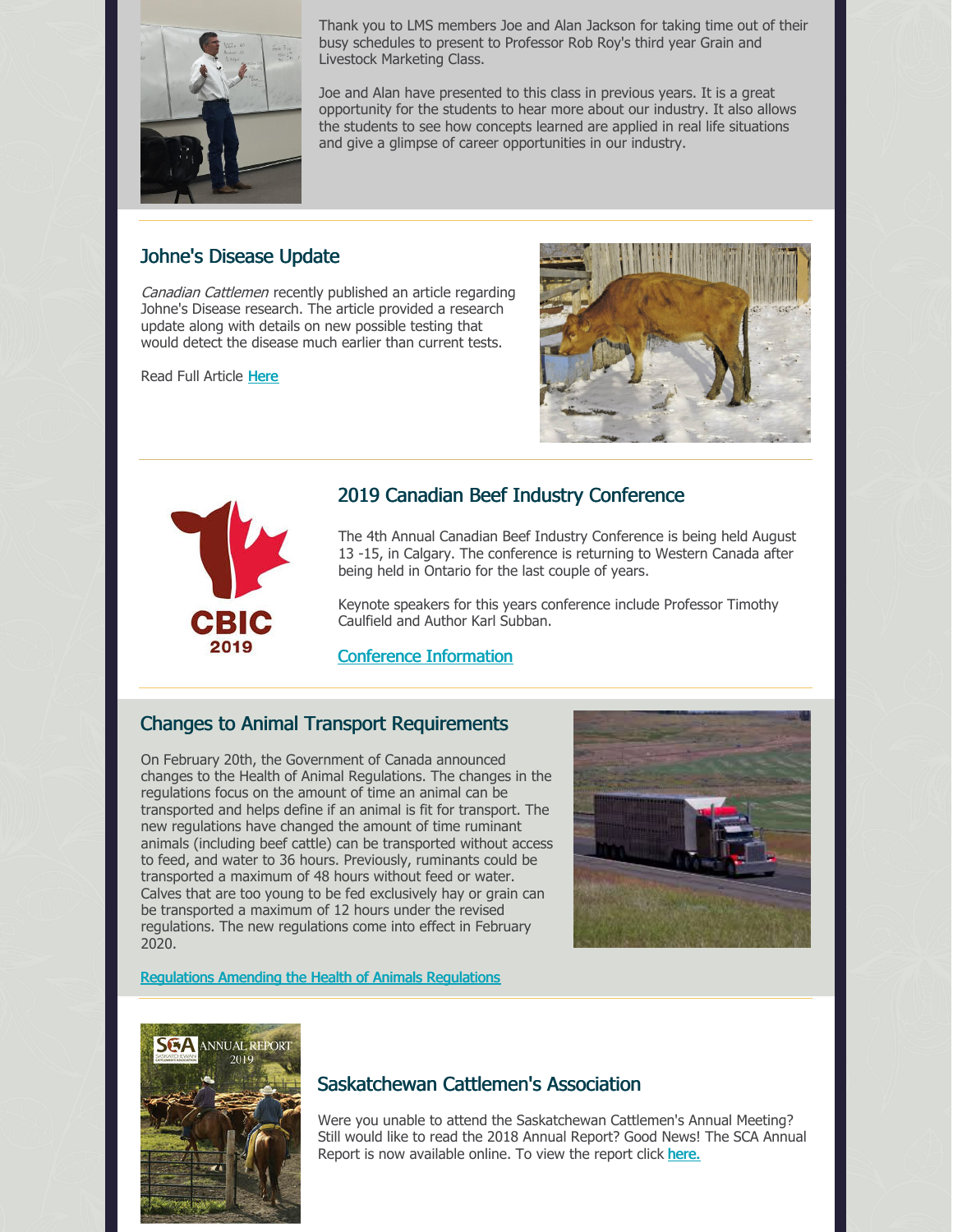Thank you to LMS members Joe and Alan Jackson for taking time out of their busy schedules to present to Professor Rob Roy's third year Grain and Livestock Marketing Class.

Joe and Alan have presented to this class in previous years. It is a great opportunity for the students to hear more about our industry. It also allows the students to see how concepts learned are applied in real life situations and give a glimpse of career opportunities in our industry.

## Johne's Disease Update

*Canadian Cattlemen* recently published an article regarding Johne's Disease research. The article provided a research update along with details on new possible testing that would detect the disease much earlier than current tests.

Read Full Article [Here]

## 2019 Canadian Beef Industry Conference

The 4th Annual Canadian Beef Industry Conference is being held August 13 -15, in Calgary. The conference is returning to Western Canada after being held in Ontario for the last couple of years.

Keynote speakers for this years conference include Professor Timothy Caulfield and Author Karl Subban.

[Conference Information]

## Changes to Animal Transport Requirements

On February 20th, the Government of Canada announced changes to the Health of Animal Regulations. The changes in the regulations focus on the amount of time an animal can be transported and helps define if an animal is fit for transport. The new regulations have changed the amount of time ruminant animals (including beef cattle) can be transported without access to feed, and water to 36 hours. Previously, ruminants could be transported a maximum of 48 hours without feed or water. Calves that are too young to be fed exclusively hay or grain can be transported a maximum of 12 hours under the revised regulations. The new regulations come into effect in February 2020.

[Regulations Amending the Health of Animals Regulations]

## Saskatchewan Cattlemen's Association

Were you unable to attend the Saskatchewan Cattlemen's Annual Meeting? Still would like to read the 2018 Annual Report? Good News! The SCA Annual Report is now available online. To view the report click [here.]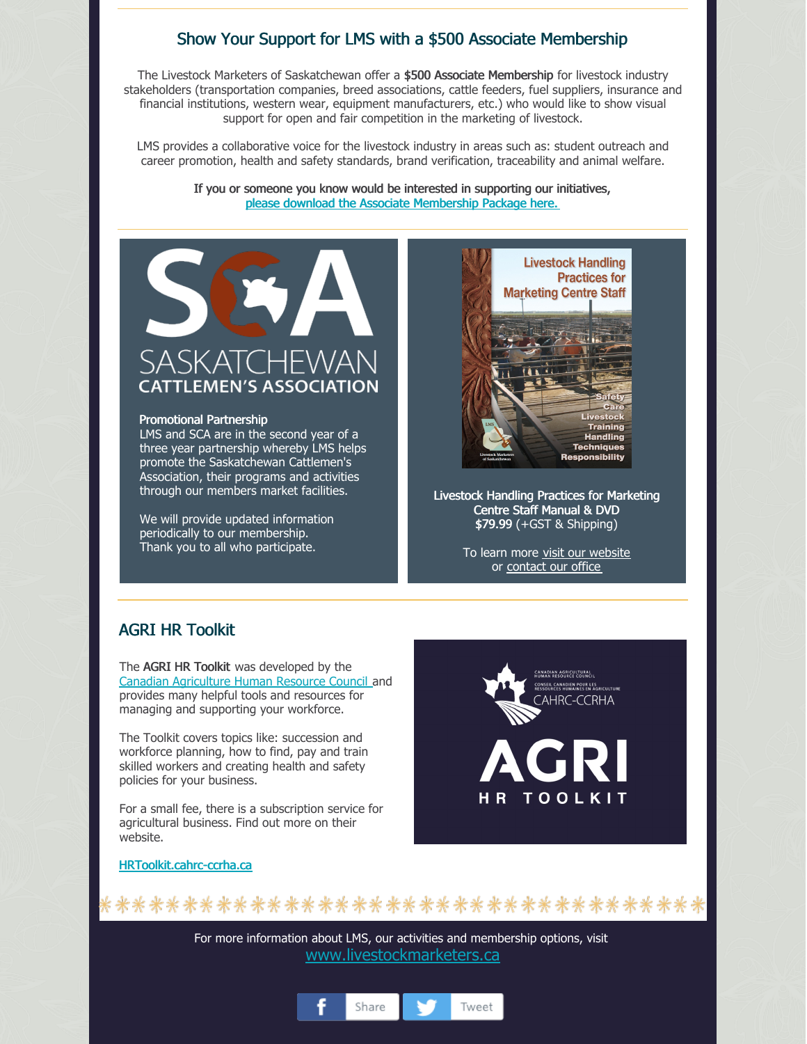## Show Your Support for LMS with a $500 Associate Membership

The Livestock Marketers of Saskatchewan offer a **$500 Associate Membership** for livestock industry stakeholders (transportation companies, breed associations, cattle feeders, fuel suppliers, insurance and financial institutions, western wear, equipment manufacturers, etc.) who would like to show visual support for open and fair competition in the marketing of livestock.

LMS provides a collaborative voice for the livestock industry in areas such as: student outreach and career promotion, health and safety standards, brand verification, traceability and animal welfare.

**If you or someone you know would be interested in supporting our initiatives,** please download the Associate Membership Package here.

SCA
SASKATCHEWAN
CATTLEMEN'S ASSOCIATION

**Promotional Partnership**
LMS and SCA are in the second year of a three year partnership whereby LMS helps promote the Saskatchewan Cattlemen's Association, their programs and activities through our members market facilities.

We will provide updated information periodically to our membership.
Thank you to all who participate.

Livestock Handling Practices for Marketing Centre Staff

Safety
Care
Livestock
Training
Handling
Techniques
Responsibility

**Livestock Handling Practices for Marketing Centre Staff Manual & DVD**
**$79.99** (+GST & Shipping)

To learn more visit our website or contact our office

## AGRI HR Toolkit

The **AGRI HR Toolkit** was developed by the Canadian Agriculture Human Resource Council and provides many helpful tools and resources for managing and supporting your workforce.

The Toolkit covers topics like: succession and workforce planning, how to find, pay and train skilled workers and creating health and safety policies for your business.

For a small fee, there is a subscription service for agricultural business. Find out more on their website.

HRToolkit.cahrc-ccrha.ca

CANADIAN AGRICULTURAL HUMAN RESOURCE COUNCIL
CONSEIL CANADIEN POUR LES RESSOURCES HUMAINES EN AGRICULTURE
CAHRC-CCRHA

AGRI
HR TOOLKIT

For more information about LMS, our activities and membership options, visit
www.livestockmarketers.ca

Share Tweet